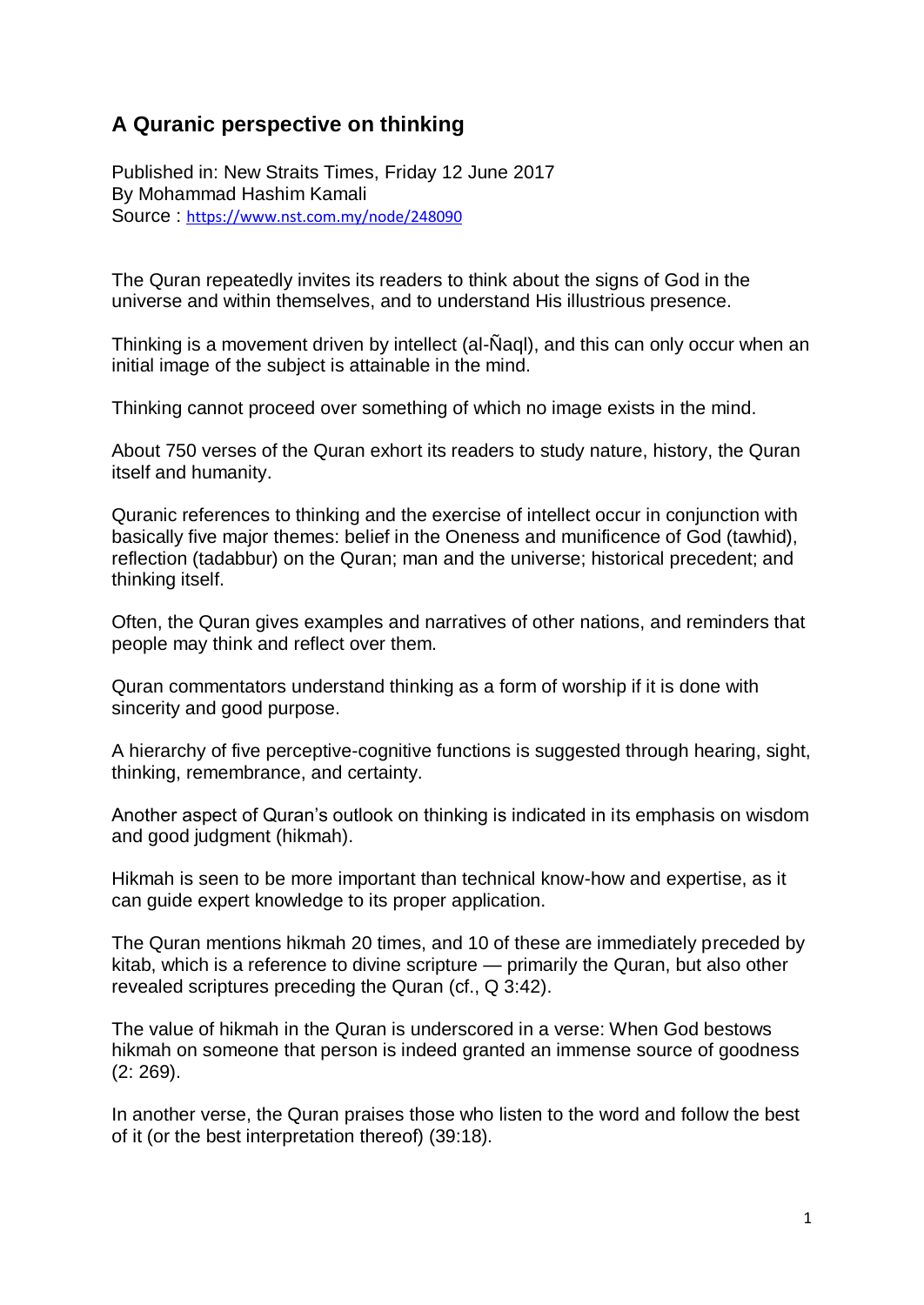## A Quranic perspective on thinking

Published in: New Straits Times, Friday 12 June 2017
By Mohammad Hashim Kamali
Source : https://www.nst.com.my/node/248090

The Quran repeatedly invites its readers to think about the signs of God in the universe and within themselves, and to understand His illustrious presence.

Thinking is a movement driven by intellect (al-Ñaql), and this can only occur when an initial image of the subject is attainable in the mind.

Thinking cannot proceed over something of which no image exists in the mind.

About 750 verses of the Quran exhort its readers to study nature, history, the Quran itself and humanity.

Quranic references to thinking and the exercise of intellect occur in conjunction with basically five major themes: belief in the Oneness and munificence of God (tawhid), reflection (tadabbur) on the Quran; man and the universe; historical precedent; and thinking itself.

Often, the Quran gives examples and narratives of other nations, and reminders that people may think and reflect over them.

Quran commentators understand thinking as a form of worship if it is done with sincerity and good purpose.

A hierarchy of five perceptive-cognitive functions is suggested through hearing, sight, thinking, remembrance, and certainty.

Another aspect of Quran's outlook on thinking is indicated in its emphasis on wisdom and good judgment (hikmah).

Hikmah is seen to be more important than technical know-how and expertise, as it can guide expert knowledge to its proper application.

The Quran mentions hikmah 20 times, and 10 of these are immediately preceded by kitab, which is a reference to divine scripture — primarily the Quran, but also other revealed scriptures preceding the Quran (cf., Q 3:42).

The value of hikmah in the Quran is underscored in a verse: When God bestows hikmah on someone that person is indeed granted an immense source of goodness (2: 269).

In another verse, the Quran praises those who listen to the word and follow the best of it (or the best interpretation thereof) (39:18).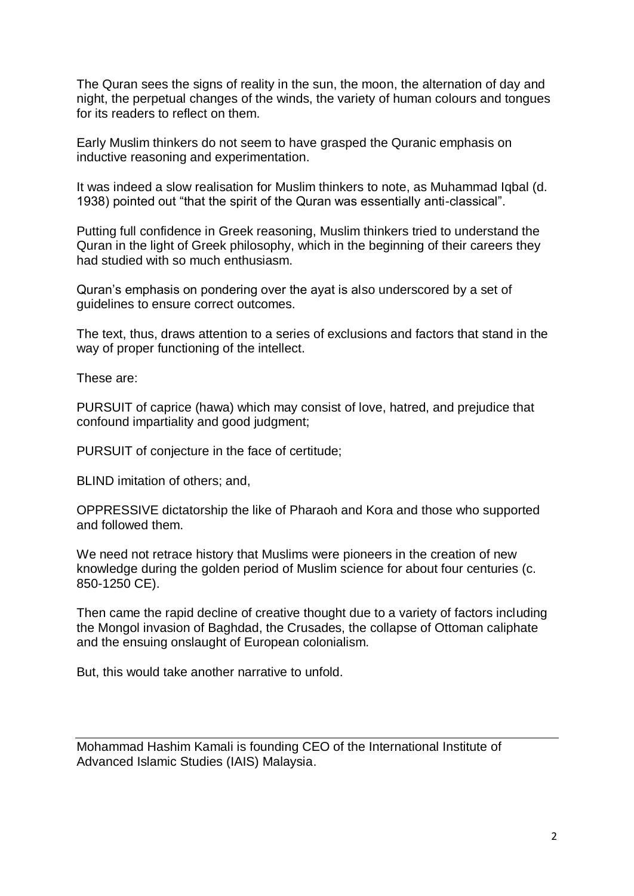The Quran sees the signs of reality in the sun, the moon, the alternation of day and night, the perpetual changes of the winds, the variety of human colours and tongues for its readers to reflect on them.

Early Muslim thinkers do not seem to have grasped the Quranic emphasis on inductive reasoning and experimentation.

It was indeed a slow realisation for Muslim thinkers to note, as Muhammad Iqbal (d. 1938) pointed out "that the spirit of the Quran was essentially anti-classical".

Putting full confidence in Greek reasoning, Muslim thinkers tried to understand the Quran in the light of Greek philosophy, which in the beginning of their careers they had studied with so much enthusiasm.

Quran's emphasis on pondering over the ayat is also underscored by a set of guidelines to ensure correct outcomes.

The text, thus, draws attention to a series of exclusions and factors that stand in the way of proper functioning of the intellect.

These are:

PURSUIT of caprice (hawa) which may consist of love, hatred, and prejudice that confound impartiality and good judgment;

PURSUIT of conjecture in the face of certitude;

BLIND imitation of others; and,

OPPRESSIVE dictatorship the like of Pharaoh and Kora and those who supported and followed them.

We need not retrace history that Muslims were pioneers in the creation of new knowledge during the golden period of Muslim science for about four centuries (c. 850-1250 CE).

Then came the rapid decline of creative thought due to a variety of factors including the Mongol invasion of Baghdad, the Crusades, the collapse of Ottoman caliphate and the ensuing onslaught of European colonialism.

But, this would take another narrative to unfold.

---

Mohammad Hashim Kamali is founding CEO of the International Institute of Advanced Islamic Studies (IAIS) Malaysia.